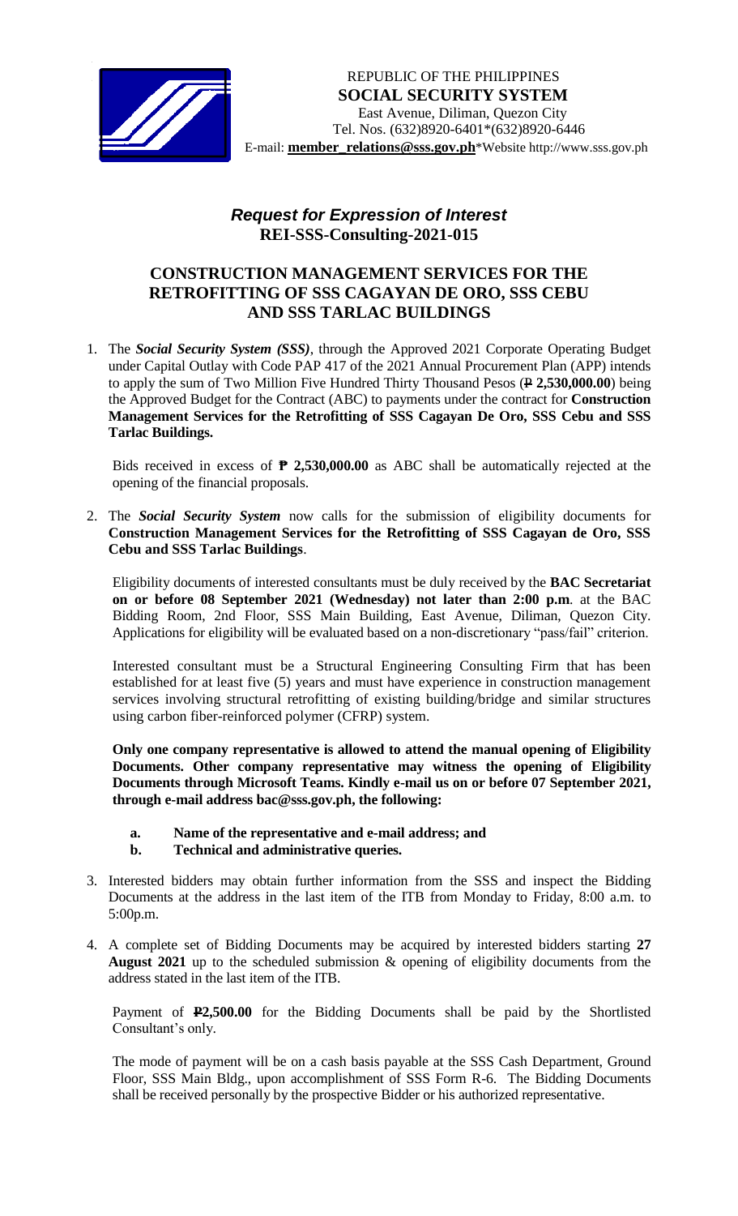REPUBLIC OF THE PHILIPPINES
**SOCIAL SECURITY SYSTEM**
East Avenue, Diliman, Quezon City
Tel. Nos. (632)8920-6401*(632)8920-6446
E-mail: **member_relations@sss.gov.ph***Website http://www.sss.gov.ph

## ***Request for Expression of Interest***
## **REI-SSS-Consulting-2021-015**

## **CONSTRUCTION MANAGEMENT SERVICES FOR THE RETROFITTING OF SSS CAGAYAN DE ORO, SSS CEBU AND SSS TARLAC BUILDINGS**

1. The ***Social Security System (SSS)***, through the Approved 2021 Corporate Operating Budget under Capital Outlay with Code PAP 417 of the 2021 Annual Procurement Plan (APP) intends to apply the sum of Two Million Five Hundred Thirty Thousand Pesos (₱ **2,530,000.00**) being the Approved Budget for the Contract (ABC) to payments under the contract for **Construction Management Services for the Retrofitting of SSS Cagayan De Oro, SSS Cebu and SSS Tarlac Buildings.**

   Bids received in excess of **₱ 2,530,000.00** as ABC shall be automatically rejected at the opening of the financial proposals.

2. The ***Social Security System*** now calls for the submission of eligibility documents for **Construction Management Services for the Retrofitting of SSS Cagayan de Oro, SSS Cebu and SSS Tarlac Buildings**.

   Eligibility documents of interested consultants must be duly received by the **BAC Secretariat on or before 08 September 2021 (Wednesday) not later than 2:00 p.m**. at the BAC Bidding Room, 2nd Floor, SSS Main Building, East Avenue, Diliman, Quezon City. Applications for eligibility will be evaluated based on a non-discretionary "pass/fail" criterion.

   Interested consultant must be a Structural Engineering Consulting Firm that has been established for at least five (5) years and must have experience in construction management services involving structural retrofitting of existing building/bridge and similar structures using carbon fiber-reinforced polymer (CFRP) system.

   **Only one company representative is allowed to attend the manual opening of Eligibility Documents. Other company representative may witness the opening of Eligibility Documents through Microsoft Teams. Kindly e-mail us on or before 07 September 2021, through e-mail address bac@sss.gov.ph, the following:**

   - **a. Name of the representative and e-mail address; and**
   - **b. Technical and administrative queries.**

3. Interested bidders may obtain further information from the SSS and inspect the Bidding Documents at the address in the last item of the ITB from Monday to Friday, 8:00 a.m. to 5:00p.m.

4. A complete set of Bidding Documents may be acquired by interested bidders starting **27 August 2021** up to the scheduled submission & opening of eligibility documents from the address stated in the last item of the ITB.

   Payment of **₱2,500.00** for the Bidding Documents shall be paid by the Shortlisted Consultant's only.

   The mode of payment will be on a cash basis payable at the SSS Cash Department, Ground Floor, SSS Main Bldg., upon accomplishment of SSS Form R-6. The Bidding Documents shall be received personally by the prospective Bidder or his authorized representative.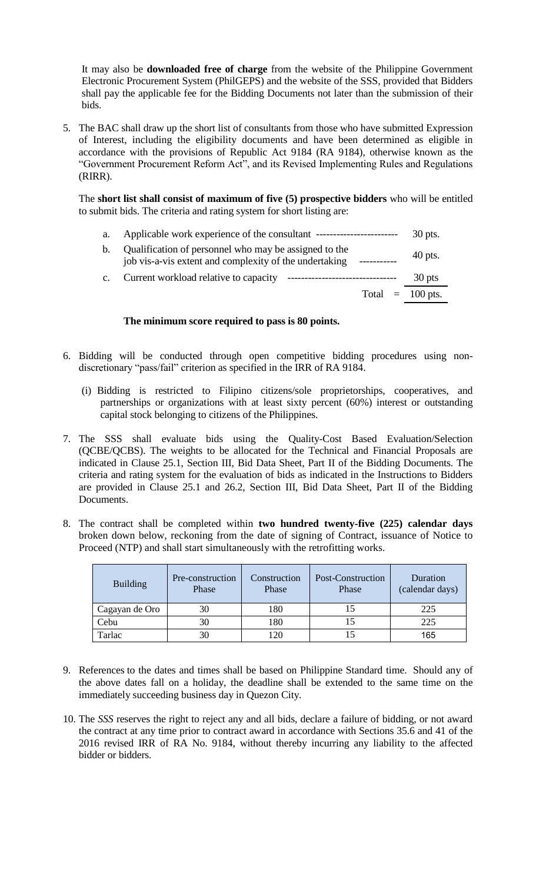It may also be **downloaded free of charge** from the website of the Philippine Government Electronic Procurement System (PhilGEPS) and the website of the SSS, provided that Bidders shall pay the applicable fee for the Bidding Documents not later than the submission of their bids.

5. The BAC shall draw up the short list of consultants from those who have submitted Expression of Interest, including the eligibility documents and have been determined as eligible in accordance with the provisions of Republic Act 9184 (RA 9184), otherwise known as the "Government Procurement Reform Act", and its Revised Implementing Rules and Regulations (RIRR).

   The **short list shall consist of maximum of five (5) prospective bidders** who will be entitled to submit bids. The criteria and rating system for short listing are:

   | | | |
   |---|---|---|
   | a. | Applicable work experience of the consultant ------------------------ | 30 pts. |
   | b. | Qualification of personnel who may be assigned to the job vis-a-vis extent and complexity of the undertaking ----------- | 40 pts. |
   | c. | Current workload relative to capacity -------------------------------- | 30 pts |
   | | Total = | 100 pts. |

   **The minimum score required to pass is 80 points.**

6. Bidding will be conducted through open competitive bidding procedures using non-discretionary "pass/fail" criterion as specified in the IRR of RA 9184.

   (i) Bidding is restricted to Filipino citizens/sole proprietorships, cooperatives, and partnerships or organizations with at least sixty percent (60%) interest or outstanding capital stock belonging to citizens of the Philippines.

7. The SSS shall evaluate bids using the Quality-Cost Based Evaluation/Selection (QCBE/QCBS). The weights to be allocated for the Technical and Financial Proposals are indicated in Clause 25.1, Section III, Bid Data Sheet, Part II of the Bidding Documents. The criteria and rating system for the evaluation of bids as indicated in the Instructions to Bidders are provided in Clause 25.1 and 26.2, Section III, Bid Data Sheet, Part II of the Bidding Documents.

8. The contract shall be completed within **two hundred twenty-five (225) calendar days** broken down below, reckoning from the date of signing of Contract, issuance of Notice to Proceed (NTP) and shall start simultaneously with the retrofitting works.

   | Building | Pre-construction Phase | Construction Phase | Post-Construction Phase | Duration (calendar days) |
   |---|---|---|---|---|
   | Cagayan de Oro | 30 | 180 | 15 | 225 |
   | Cebu | 30 | 180 | 15 | 225 |
   | Tarlac | 30 | 120 | 15 | 165 |

9. References to the dates and times shall be based on Philippine Standard time. Should any of the above dates fall on a holiday, the deadline shall be extended to the same time on the immediately succeeding business day in Quezon City.

10. The *SSS* reserves the right to reject any and all bids, declare a failure of bidding, or not award the contract at any time prior to contract award in accordance with Sections 35.6 and 41 of the 2016 revised IRR of RA No. 9184, without thereby incurring any liability to the affected bidder or bidders.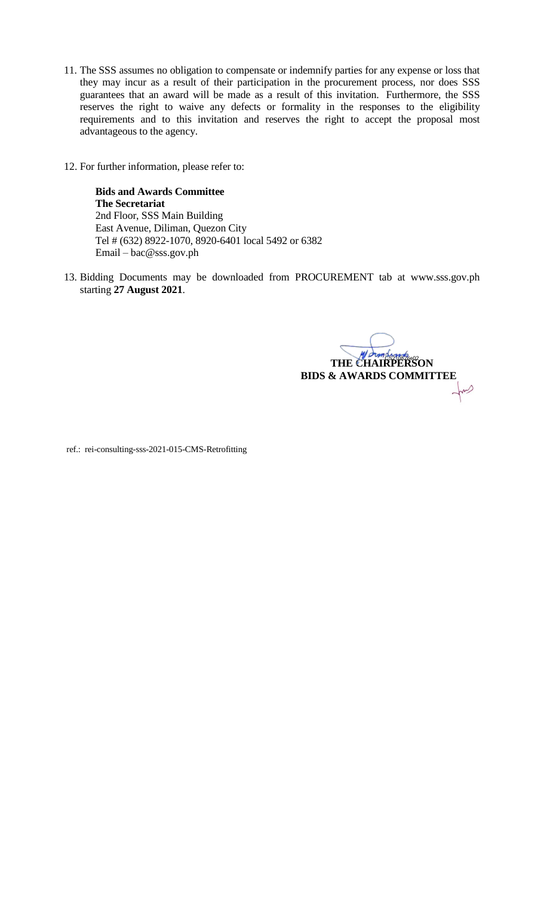11. The SSS assumes no obligation to compensate or indemnify parties for any expense or loss that they may incur as a result of their participation in the procurement process, nor does SSS guarantees that an award will be made as a result of this invitation. Furthermore, the SSS reserves the right to waive any defects or formality in the responses to the eligibility requirements and to this invitation and reserves the right to accept the proposal most advantageous to the agency.

12. For further information, please refer to:

    **Bids and Awards Committee**
    **The Secretariat**
    2nd Floor, SSS Main Building
    East Avenue, Diliman, Quezon City
    Tel # (632) 8922-1070, 8920-6401 local 5492 or 6382
    Email – bac@sss.gov.ph

13. Bidding Documents may be downloaded from PROCUREMENT tab at www.sss.gov.ph starting **27 August 2021**.

**THE CHAIRPERSON**
**BIDS & AWARDS COMMITTEE**

ref.: rei-consulting-sss-2021-015-CMS-Retrofitting